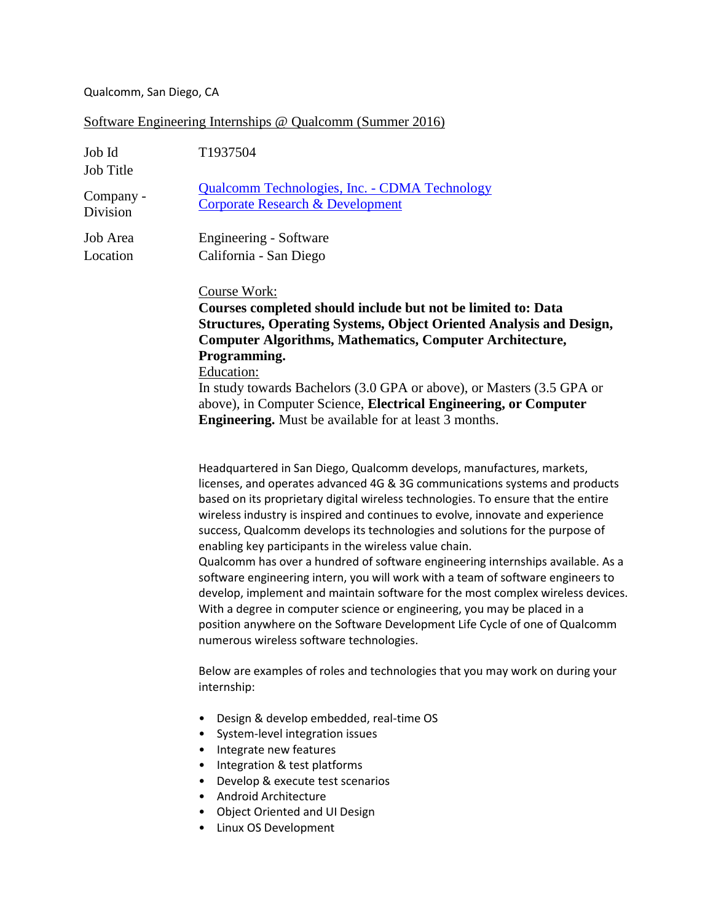Qualcomm, San Diego, CA

Software Engineering Internships @ Qualcomm (Summer 2016)

| | |
|---|---|
| Job Id | T1937504 |
| Job Title | |
| Company - Division | Qualcomm Technologies, Inc. - CDMA Technology<br>Corporate Research & Development |
| Job Area | Engineering - Software |
| Location | California - San Diego |

Course Work:

**Courses completed should include but not be limited to: Data Structures, Operating Systems, Object Oriented Analysis and Design, Computer Algorithms, Mathematics, Computer Architecture, Programming.**

Education:

In study towards Bachelors (3.0 GPA or above), or Masters (3.5 GPA or above), in Computer Science, **Electrical Engineering, or Computer Engineering.** Must be available for at least 3 months.

Headquartered in San Diego, Qualcomm develops, manufactures, markets, licenses, and operates advanced 4G & 3G communications systems and products based on its proprietary digital wireless technologies. To ensure that the entire wireless industry is inspired and continues to evolve, innovate and experience success, Qualcomm develops its technologies and solutions for the purpose of enabling key participants in the wireless value chain.

Qualcomm has over a hundred of software engineering internships available. As a software engineering intern, you will work with a team of software engineers to develop, implement and maintain software for the most complex wireless devices. With a degree in computer science or engineering, you may be placed in a position anywhere on the Software Development Life Cycle of one of Qualcomm numerous wireless software technologies.

Below are examples of roles and technologies that you may work on during your internship:

- Design & develop embedded, real-time OS
- System-level integration issues
- Integrate new features
- Integration & test platforms
- Develop & execute test scenarios
- Android Architecture
- Object Oriented and UI Design
- Linux OS Development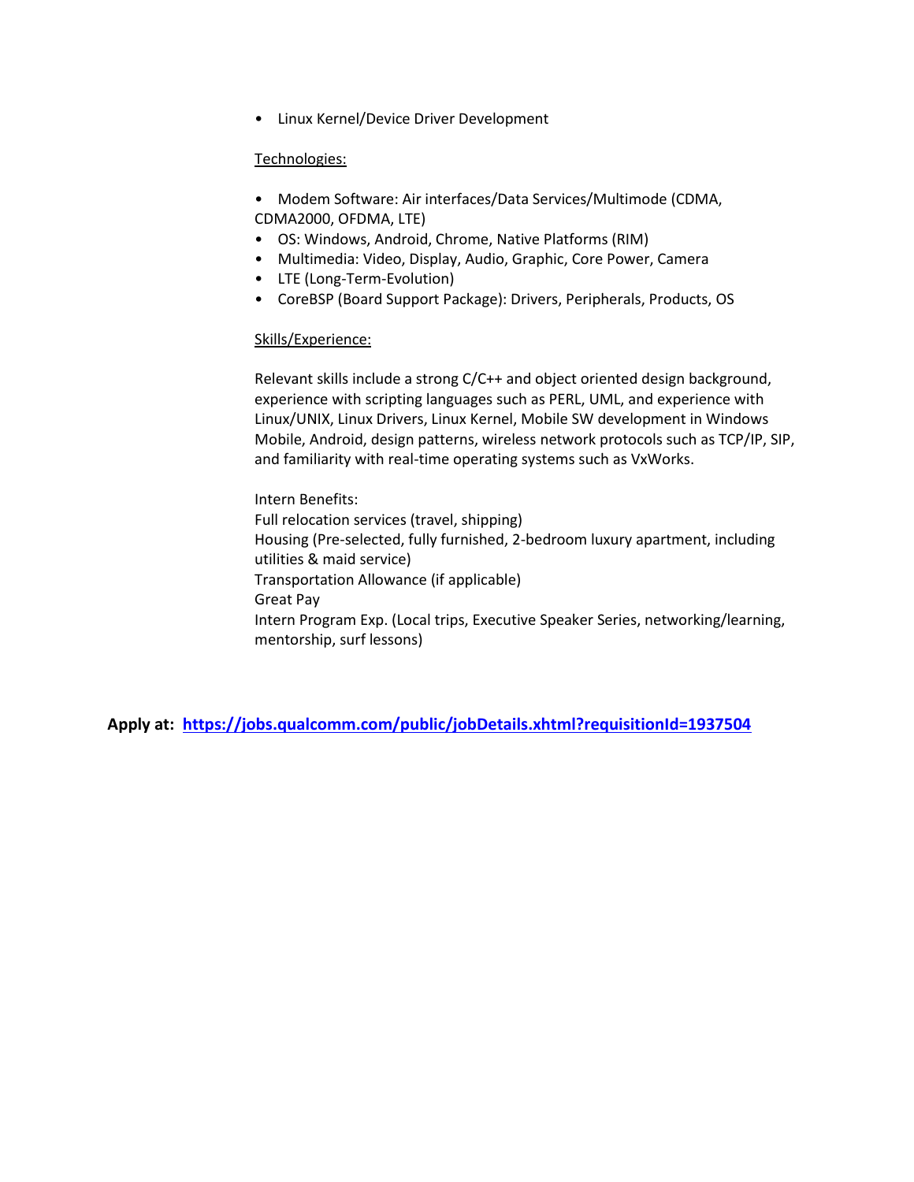- Linux Kernel/Device Driver Development

Technologies:

- Modem Software: Air interfaces/Data Services/Multimode (CDMA, CDMA2000, OFDMA, LTE)
- OS: Windows, Android, Chrome, Native Platforms (RIM)
- Multimedia: Video, Display, Audio, Graphic, Core Power, Camera
- LTE (Long-Term-Evolution)
- CoreBSP (Board Support Package): Drivers, Peripherals, Products, OS

Skills/Experience:

Relevant skills include a strong C/C++ and object oriented design background, experience with scripting languages such as PERL, UML, and experience with Linux/UNIX, Linux Drivers, Linux Kernel, Mobile SW development in Windows Mobile, Android, design patterns, wireless network protocols such as TCP/IP, SIP, and familiarity with real-time operating systems such as VxWorks.

Intern Benefits:
Full relocation services (travel, shipping)
Housing (Pre-selected, fully furnished, 2-bedroom luxury apartment, including utilities & maid service)
Transportation Allowance (if applicable)
Great Pay
Intern Program Exp. (Local trips, Executive Speaker Series, networking/learning, mentorship, surf lessons)

**Apply at: https://jobs.qualcomm.com/public/jobDetails.xhtml?requisitionId=1937504**